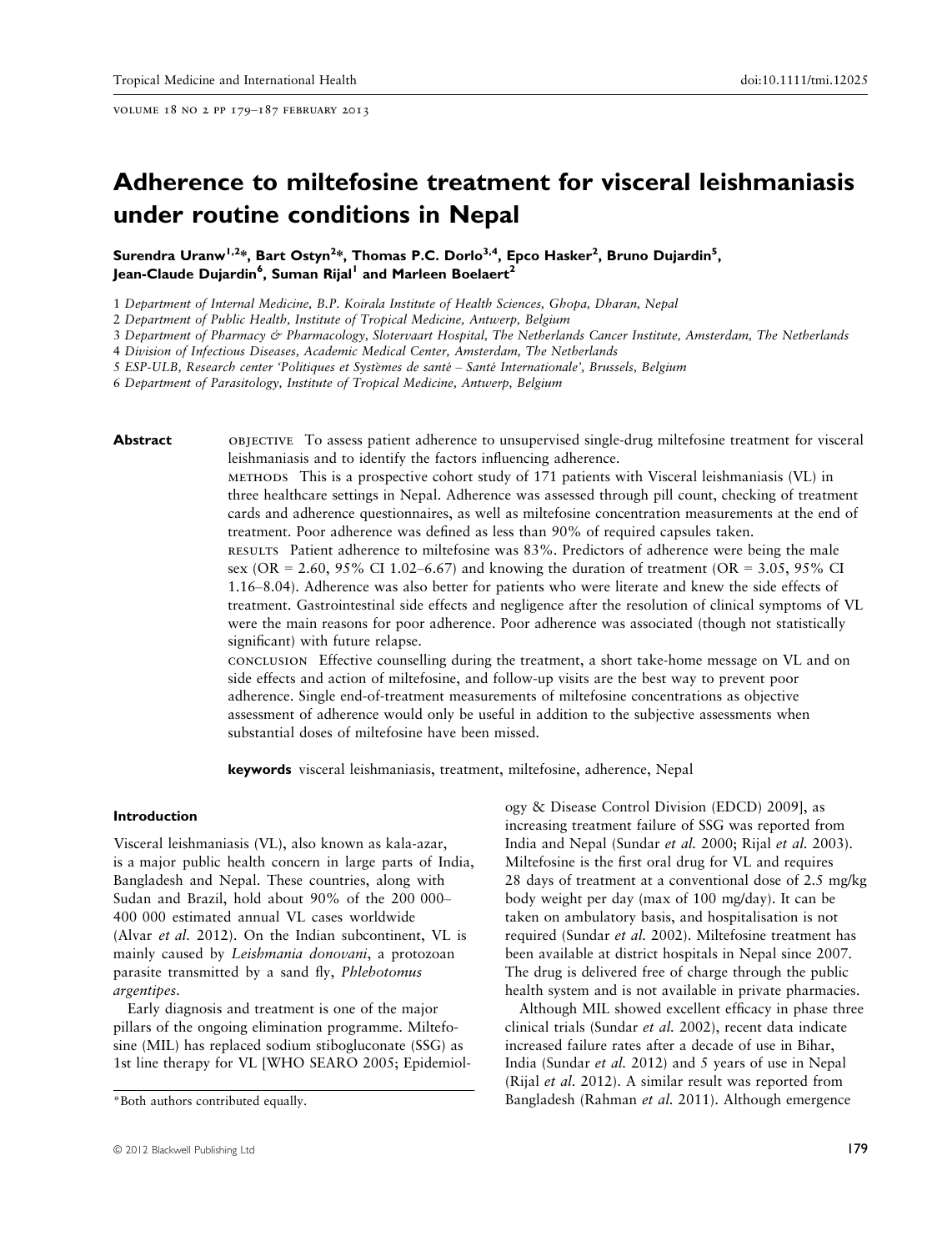# Adherence to miltefosine treatment for visceral leishmaniasis under routine conditions in Nepal

**Surendra Uranw[1,2]\*, Bart Ostyn[2]\*, Thomas P.C. Dorlo[3,4], Epco Hasker[2], Bruno Dujardin[5], Jean-Claude Dujardin[6], Suman Rijal[1] and Marleen Boelaert[2]**

1 *Department of Internal Medicine, B.P. Koirala Institute of Health Sciences, Ghopa, Dharan, Nepal*
2 *Department of Public Health, Institute of Tropical Medicine, Antwerp, Belgium*
3 *Department of Pharmacy & Pharmacology, Slotervaart Hospital, The Netherlands Cancer Institute, Amsterdam, The Netherlands*
4 *Division of Infectious Diseases, Academic Medical Center, Amsterdam, The Netherlands*
5 *ESP-ULB, Research center 'Politiques et Systèmes de santé – Santé Internationale', Brussels, Belgium*
6 *Department of Parasitology, Institute of Tropical Medicine, Antwerp, Belgium*

**Abstract**

OBJECTIVE To assess patient adherence to unsupervised single-drug miltefosine treatment for visceral leishmaniasis and to identify the factors influencing adherence.

METHODS This is a prospective cohort study of 171 patients with Visceral leishmaniasis (VL) in three healthcare settings in Nepal. Adherence was assessed through pill count, checking of treatment cards and adherence questionnaires, as well as miltefosine concentration measurements at the end of treatment. Poor adherence was defined as less than 90% of required capsules taken.

RESULTS Patient adherence to miltefosine was 83%. Predictors of adherence were being the male sex (OR = 2.60, 95% CI 1.02–6.67) and knowing the duration of treatment (OR = 3.05, 95% CI 1.16–8.04). Adherence was also better for patients who were literate and knew the side effects of treatment. Gastrointestinal side effects and negligence after the resolution of clinical symptoms of VL were the main reasons for poor adherence. Poor adherence was associated (though not statistically significant) with future relapse.

CONCLUSION Effective counselling during the treatment, a short take-home message on VL and on side effects and action of miltefosine, and follow-up visits are the best way to prevent poor adherence. Single end-of-treatment measurements of miltefosine concentrations as objective assessment of adherence would only be useful in addition to the subjective assessments when substantial doses of miltefosine have been missed.

**keywords** visceral leishmaniasis, treatment, miltefosine, adherence, Nepal

## Introduction

Visceral leishmaniasis (VL), also known as kala-azar, is a major public health concern in large parts of India, Bangladesh and Nepal. These countries, along with Sudan and Brazil, hold about 90% of the 200 000–400 000 estimated annual VL cases worldwide (Alvar *et al.* 2012). On the Indian subcontinent, VL is mainly caused by *Leishmania donovani*, a protozoan parasite transmitted by a sand fly, *Phlebotomus argentipes*.

Early diagnosis and treatment is one of the major pillars of the ongoing elimination programme. Miltefosine (MIL) has replaced sodium stibogluconate (SSG) as 1st line therapy for VL [WHO SEARO 2005; Epidemiology & Disease Control Division (EDCD) 2009], as increasing treatment failure of SSG was reported from India and Nepal (Sundar *et al.* 2000; Rijal *et al.* 2003). Miltefosine is the first oral drug for VL and requires 28 days of treatment at a conventional dose of 2.5 mg/kg body weight per day (max of 100 mg/day). It can be taken on ambulatory basis, and hospitalisation is not required (Sundar *et al.* 2002). Miltefosine treatment has been available at district hospitals in Nepal since 2007. The drug is delivered free of charge through the public health system and is not available in private pharmacies.

Although MIL showed excellent efficacy in phase three clinical trials (Sundar *et al.* 2002), recent data indicate increased failure rates after a decade of use in Bihar, India (Sundar *et al.* 2012) and 5 years of use in Nepal (Rijal *et al.* 2012). A similar result was reported from Bangladesh (Rahman *et al.* 2011). Although emergence

\*Both authors contributed equally.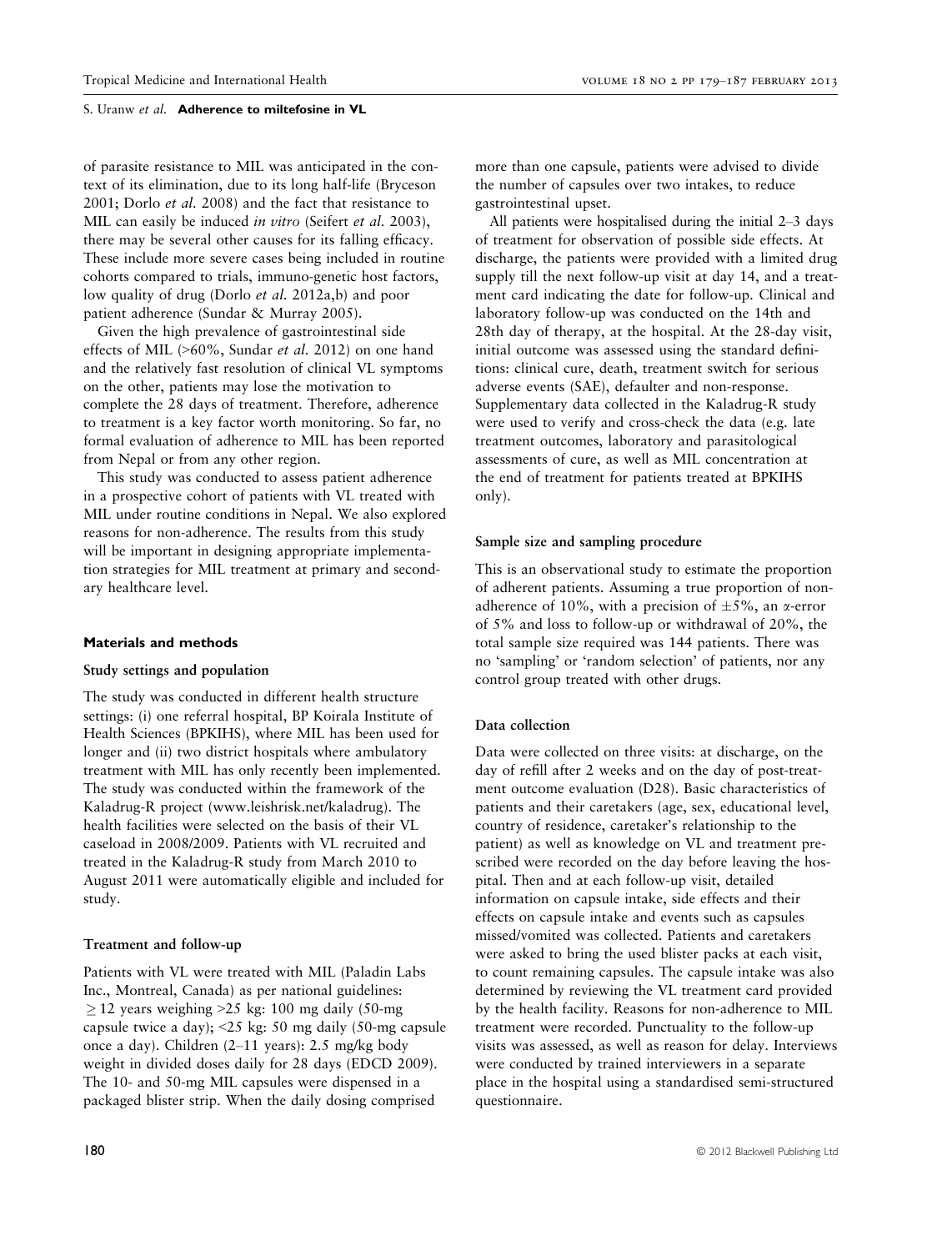of parasite resistance to MIL was anticipated in the context of its elimination, due to its long half-life (Bryceson 2001; Dorlo *et al.* 2008) and the fact that resistance to MIL can easily be induced *in vitro* (Seifert *et al.* 2003), there may be several other causes for its falling efficacy. These include more severe cases being included in routine cohorts compared to trials, immuno-genetic host factors, low quality of drug (Dorlo *et al.* 2012a,b) and poor patient adherence (Sundar & Murray 2005).

Given the high prevalence of gastrointestinal side effects of MIL (>60%, Sundar *et al.* 2012) on one hand and the relatively fast resolution of clinical VL symptoms on the other, patients may lose the motivation to complete the 28 days of treatment. Therefore, adherence to treatment is a key factor worth monitoring. So far, no formal evaluation of adherence to MIL has been reported from Nepal or from any other region.

This study was conducted to assess patient adherence in a prospective cohort of patients with VL treated with MIL under routine conditions in Nepal. We also explored reasons for non-adherence. The results from this study will be important in designing appropriate implementation strategies for MIL treatment at primary and secondary healthcare level.

## Materials and methods

### Study settings and population

The study was conducted in different health structure settings: (i) one referral hospital, BP Koirala Institute of Health Sciences (BPKIHS), where MIL has been used for longer and (ii) two district hospitals where ambulatory treatment with MIL has only recently been implemented. The study was conducted within the framework of the Kaladrug-R project (www.leishrisk.net/kaladrug). The health facilities were selected on the basis of their VL caseload in 2008/2009. Patients with VL recruited and treated in the Kaladrug-R study from March 2010 to August 2011 were automatically eligible and included for study.

### Treatment and follow-up

Patients with VL were treated with MIL (Paladin Labs Inc., Montreal, Canada) as per national guidelines: $\geq 12$ years weighing >25 kg: 100 mg daily (50-mg capsule twice a day); <25 kg: 50 mg daily (50-mg capsule once a day). Children (2–11 years): 2.5 mg/kg body weight in divided doses daily for 28 days (EDCD 2009). The 10- and 50-mg MIL capsules were dispensed in a packaged blister strip. When the daily dosing comprised more than one capsule, patients were advised to divide the number of capsules over two intakes, to reduce gastrointestinal upset.

All patients were hospitalised during the initial 2–3 days of treatment for observation of possible side effects. At discharge, the patients were provided with a limited drug supply till the next follow-up visit at day 14, and a treatment card indicating the date for follow-up. Clinical and laboratory follow-up was conducted on the 14th and 28th day of therapy, at the hospital. At the 28-day visit, initial outcome was assessed using the standard definitions: clinical cure, death, treatment switch for serious adverse events (SAE), defaulter and non-response. Supplementary data collected in the Kaladrug-R study were used to verify and cross-check the data (e.g. late treatment outcomes, laboratory and parasitological assessments of cure, as well as MIL concentration at the end of treatment for patients treated at BPKIHS only).

### Sample size and sampling procedure

This is an observational study to estimate the proportion of adherent patients. Assuming a true proportion of non-adherence of 10%, with a precision of $\pm 5\%$, an $\alpha$-error of 5% and loss to follow-up or withdrawal of 20%, the total sample size required was 144 patients. There was no 'sampling' or 'random selection' of patients, nor any control group treated with other drugs.

### Data collection

Data were collected on three visits: at discharge, on the day of refill after 2 weeks and on the day of post-treatment outcome evaluation (D28). Basic characteristics of patients and their caretakers (age, sex, educational level, country of residence, caretaker's relationship to the patient) as well as knowledge on VL and treatment prescribed were recorded on the day before leaving the hospital. Then and at each follow-up visit, detailed information on capsule intake, side effects and their effects on capsule intake and events such as capsules missed/vomited was collected. Patients and caretakers were asked to bring the used blister packs at each visit, to count remaining capsules. The capsule intake was also determined by reviewing the VL treatment card provided by the health facility. Reasons for non-adherence to MIL treatment were recorded. Punctuality to the follow-up visits was assessed, as well as reason for delay. Interviews were conducted by trained interviewers in a separate place in the hospital using a standardised semi-structured questionnaire.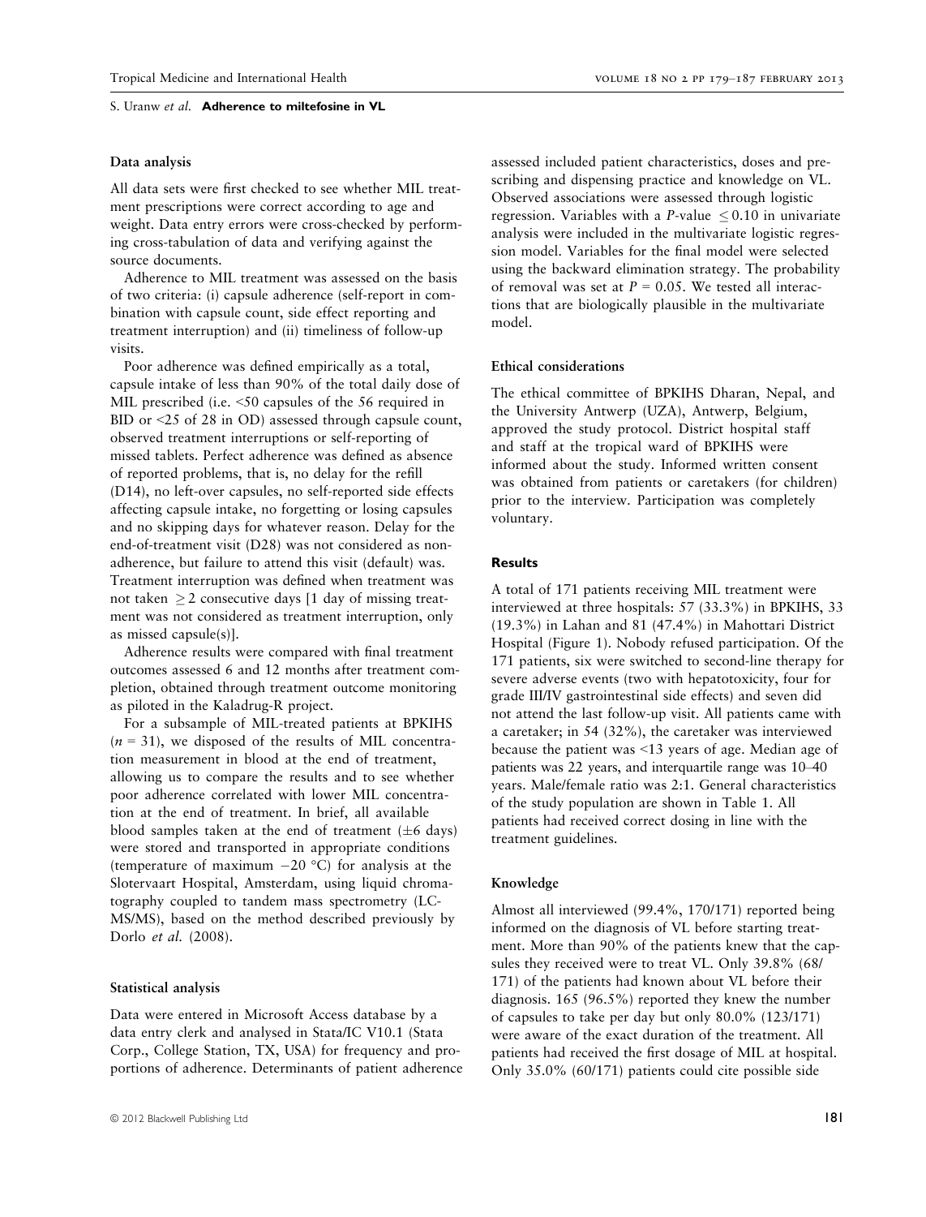### Data analysis

All data sets were first checked to see whether MIL treatment prescriptions were correct according to age and weight. Data entry errors were cross-checked by performing cross-tabulation of data and verifying against the source documents.

Adherence to MIL treatment was assessed on the basis of two criteria: (i) capsule adherence (self-report in combination with capsule count, side effect reporting and treatment interruption) and (ii) timeliness of follow-up visits.

Poor adherence was defined empirically as a total, capsule intake of less than 90% of the total daily dose of MIL prescribed (i.e. <50 capsules of the 56 required in BID or <25 of 28 in OD) assessed through capsule count, observed treatment interruptions or self-reporting of missed tablets. Perfect adherence was defined as absence of reported problems, that is, no delay for the refill (D14), no left-over capsules, no self-reported side effects affecting capsule intake, no forgetting or losing capsules and no skipping days for whatever reason. Delay for the end-of-treatment visit (D28) was not considered as non-adherence, but failure to attend this visit (default) was. Treatment interruption was defined when treatment was not taken $\geq 2$ consecutive days [1 day of missing treatment was not considered as treatment interruption, only as missed capsule(s)].

Adherence results were compared with final treatment outcomes assessed 6 and 12 months after treatment completion, obtained through treatment outcome monitoring as piloted in the Kaladrug-R project.

For a subsample of MIL-treated patients at BPKIHS ($n = 31$), we disposed of the results of MIL concentration measurement in blood at the end of treatment, allowing us to compare the results and to see whether poor adherence correlated with lower MIL concentration at the end of treatment. In brief, all available blood samples taken at the end of treatment ($\pm 6$ days) were stored and transported in appropriate conditions (temperature of maximum $-20$ °C) for analysis at the Slotervaart Hospital, Amsterdam, using liquid chromatography coupled to tandem mass spectrometry (LC-MS/MS), based on the method described previously by Dorlo *et al.* (2008).

### Statistical analysis

Data were entered in Microsoft Access database by a data entry clerk and analysed in Stata/IC V10.1 (Stata Corp., College Station, TX, USA) for frequency and proportions of adherence. Determinants of patient adherence assessed included patient characteristics, doses and prescribing and dispensing practice and knowledge on VL. Observed associations were assessed through logistic regression. Variables with a *P*-value $\leq 0.10$ in univariate analysis were included in the multivariate logistic regression model. Variables for the final model were selected using the backward elimination strategy. The probability of removal was set at $P = 0.05$. We tested all interactions that are biologically plausible in the multivariate model.

### Ethical considerations

The ethical committee of BPKIHS Dharan, Nepal, and the University Antwerp (UZA), Antwerp, Belgium, approved the study protocol. District hospital staff and staff at the tropical ward of BPKIHS were informed about the study. Informed written consent was obtained from patients or caretakers (for children) prior to the interview. Participation was completely voluntary.

## Results

A total of 171 patients receiving MIL treatment were interviewed at three hospitals: 57 (33.3%) in BPKIHS, 33 (19.3%) in Lahan and 81 (47.4%) in Mahottari District Hospital (Figure 1). Nobody refused participation. Of the 171 patients, six were switched to second-line therapy for severe adverse events (two with hepatotoxicity, four for grade III/IV gastrointestinal side effects) and seven did not attend the last follow-up visit. All patients came with a caretaker; in 54 (32%), the caretaker was interviewed because the patient was <13 years of age. Median age of patients was 22 years, and interquartile range was 10–40 years. Male/female ratio was 2:1. General characteristics of the study population are shown in Table 1. All patients had received correct dosing in line with the treatment guidelines.

### Knowledge

Almost all interviewed (99.4%, 170/171) reported being informed on the diagnosis of VL before starting treatment. More than 90% of the patients knew that the capsules they received were to treat VL. Only 39.8% (68/171) of the patients had known about VL before their diagnosis. 165 (96.5%) reported they knew the number of capsules to take per day but only 80.0% (123/171) were aware of the exact duration of the treatment. All patients had received the first dosage of MIL at hospital. Only 35.0% (60/171) patients could cite possible side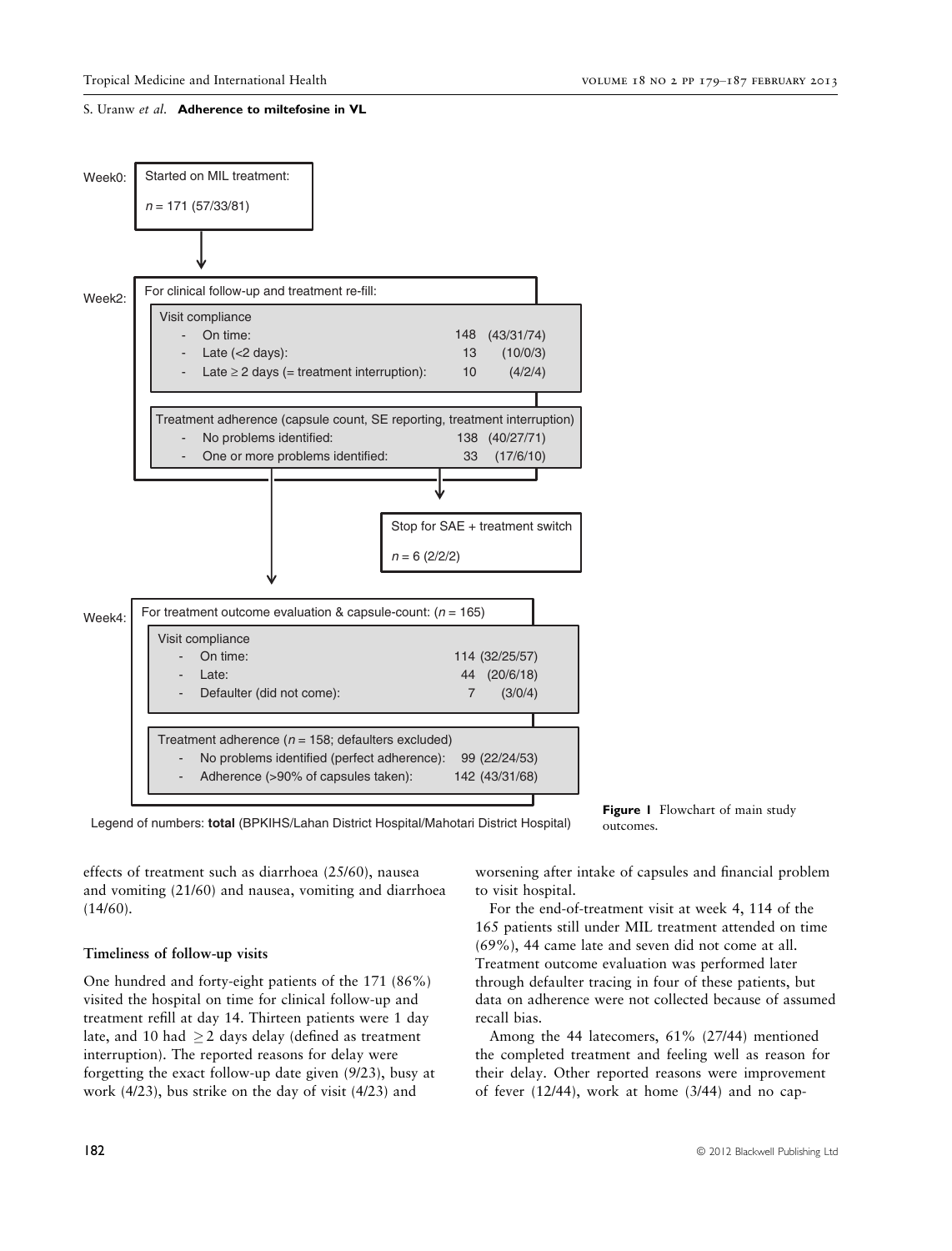Week0:

Started on MIL treatment:

$n$ = 171 (57/33/81)

Week2:

For clinical follow-up and treatment re-fill:

Visit compliance
- On time: 148 (43/31/74)
- Late (<2 days): 13 (10/0/3)
- Late ≥ 2 days (= treatment interruption): 10 (4/2/4)

Treatment adherence (capsule count, SE reporting, treatment interruption)
- No problems identified: 138 (40/27/71)
- One or more problems identified: 33 (17/6/10)

Stop for SAE + treatment switch

$n$ = 6 (2/2/2)

Week4:

For treatment outcome evaluation & capsule-count: ($n$ = 165)

Visit compliance
- On time: 114 (32/25/57)
- Late: 44 (20/6/18)
- Defaulter (did not come): 7 (3/0/4)

Treatment adherence ($n$ = 158; defaulters excluded)
- No problems identified (perfect adherence): 99 (22/24/53)
- Adherence (>90% of capsules taken): 142 (43/31/68)

Legend of numbers: **total** (BPKIHS/Lahan District Hospital/Mahotari District Hospital)

**Figure 1** Flowchart of main study outcomes.

effects of treatment such as diarrhoea (25/60), nausea and vomiting (21/60) and nausea, vomiting and diarrhoea (14/60).

### Timeliness of follow-up visits

One hundred and forty-eight patients of the 171 (86%) visited the hospital on time for clinical follow-up and treatment refill at day 14. Thirteen patients were 1 day late, and 10 had ≥2 days delay (defined as treatment interruption). The reported reasons for delay were forgetting the exact follow-up date given (9/23), busy at work (4/23), bus strike on the day of visit (4/23) and worsening after intake of capsules and financial problem to visit hospital.

For the end-of-treatment visit at week 4, 114 of the 165 patients still under MIL treatment attended on time (69%), 44 came late and seven did not come at all. Treatment outcome evaluation was performed later through defaulter tracing in four of these patients, but data on adherence were not collected because of assumed recall bias.

Among the 44 latecomers, 61% (27/44) mentioned the completed treatment and feeling well as reason for their delay. Other reported reasons were improvement of fever (12/44), work at home (3/44) and no cap-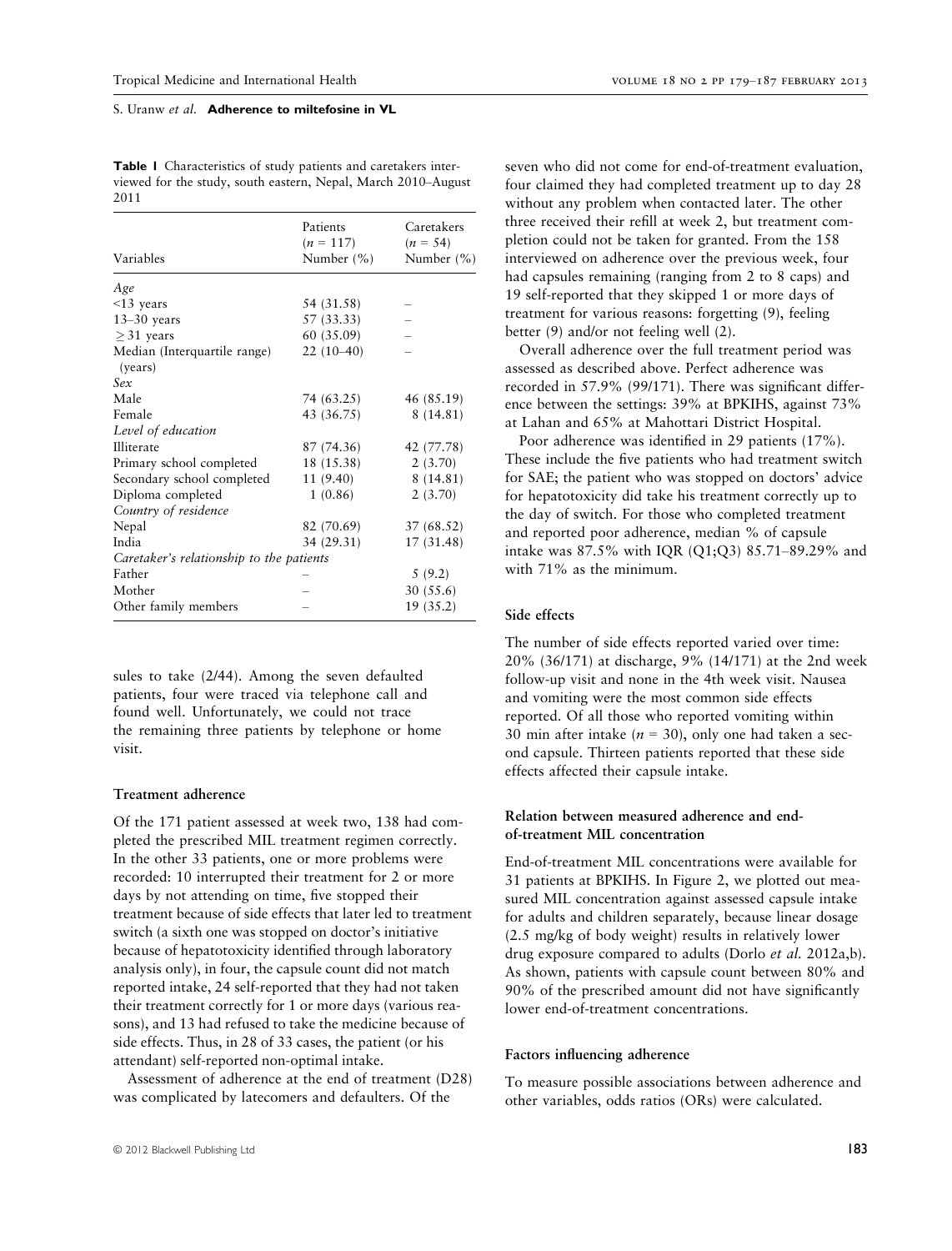**Table 1** Characteristics of study patients and caretakers interviewed for the study, south eastern, Nepal, March 2010–August 2011

| Variables | Patients ($n$ = 117) Number (%) | Caretakers ($n$ = 54) Number (%) |
|---|---|---|
| *Age* | | |
| <13 years | 54 (31.58) | – |
| 13–30 years | 57 (33.33) | – |
| ≥31 years | 60 (35.09) | – |
| Median (Interquartile range) (years) | 22 (10–40) | – |
| *Sex* | | |
| Male | 74 (63.25) | 46 (85.19) |
| Female | 43 (36.75) | 8 (14.81) |
| *Level of education* | | |
| Illiterate | 87 (74.36) | 42 (77.78) |
| Primary school completed | 18 (15.38) | 2 (3.70) |
| Secondary school completed | 11 (9.40) | 8 (14.81) |
| Diploma completed | 1 (0.86) | 2 (3.70) |
| *Country of residence* | | |
| Nepal | 82 (70.69) | 37 (68.52) |
| India | 34 (29.31) | 17 (31.48) |
| *Caretaker's relationship to the patients* | | |
| Father | – | 5 (9.2) |
| Mother | – | 30 (55.6) |
| Other family members | – | 19 (35.2) |

sules to take (2/44). Among the seven defaulted patients, four were traced via telephone call and found well. Unfortunately, we could not trace the remaining three patients by telephone or home visit.

### Treatment adherence

Of the 171 patient assessed at week two, 138 had completed the prescribed MIL treatment regimen correctly. In the other 33 patients, one or more problems were recorded: 10 interrupted their treatment for 2 or more days by not attending on time, five stopped their treatment because of side effects that later led to treatment switch (a sixth one was stopped on doctor's initiative because of hepatotoxicity identified through laboratory analysis only), in four, the capsule count did not match reported intake, 24 self-reported that they had not taken their treatment correctly for 1 or more days (various reasons), and 13 had refused to take the medicine because of side effects. Thus, in 28 of 33 cases, the patient (or his attendant) self-reported non-optimal intake.

Assessment of adherence at the end of treatment (D28) was complicated by latecomers and defaulters. Of the seven who did not come for end-of-treatment evaluation, four claimed they had completed treatment up to day 28 without any problem when contacted later. The other three received their refill at week 2, but treatment completion could not be taken for granted. From the 158 interviewed on adherence over the previous week, four had capsules remaining (ranging from 2 to 8 caps) and 19 self-reported that they skipped 1 or more days of treatment for various reasons: forgetting (9), feeling better (9) and/or not feeling well (2).

Overall adherence over the full treatment period was assessed as described above. Perfect adherence was recorded in 57.9% (99/171). There was significant difference between the settings: 39% at BPKIHS, against 73% at Lahan and 65% at Mahottari District Hospital.

Poor adherence was identified in 29 patients (17%). These include the five patients who had treatment switch for SAE; the patient who was stopped on doctors' advice for hepatotoxicity did take his treatment correctly up to the day of switch. For those who completed treatment and reported poor adherence, median % of capsule intake was 87.5% with IQR (Q1;Q3) 85.71–89.29% and with 71% as the minimum.

### Side effects

The number of side effects reported varied over time: 20% (36/171) at discharge, 9% (14/171) at the 2nd week follow-up visit and none in the 4th week visit. Nausea and vomiting were the most common side effects reported. Of all those who reported vomiting within 30 min after intake ($n$ = 30), only one had taken a second capsule. Thirteen patients reported that these side effects affected their capsule intake.

### Relation between measured adherence and end-of-treatment MIL concentration

End-of-treatment MIL concentrations were available for 31 patients at BPKIHS. In Figure 2, we plotted out measured MIL concentration against assessed capsule intake for adults and children separately, because linear dosage (2.5 mg/kg of body weight) results in relatively lower drug exposure compared to adults (Dorlo *et al.* 2012a,b). As shown, patients with capsule count between 80% and 90% of the prescribed amount did not have significantly lower end-of-treatment concentrations.

### Factors influencing adherence

To measure possible associations between adherence and other variables, odds ratios (ORs) were calculated.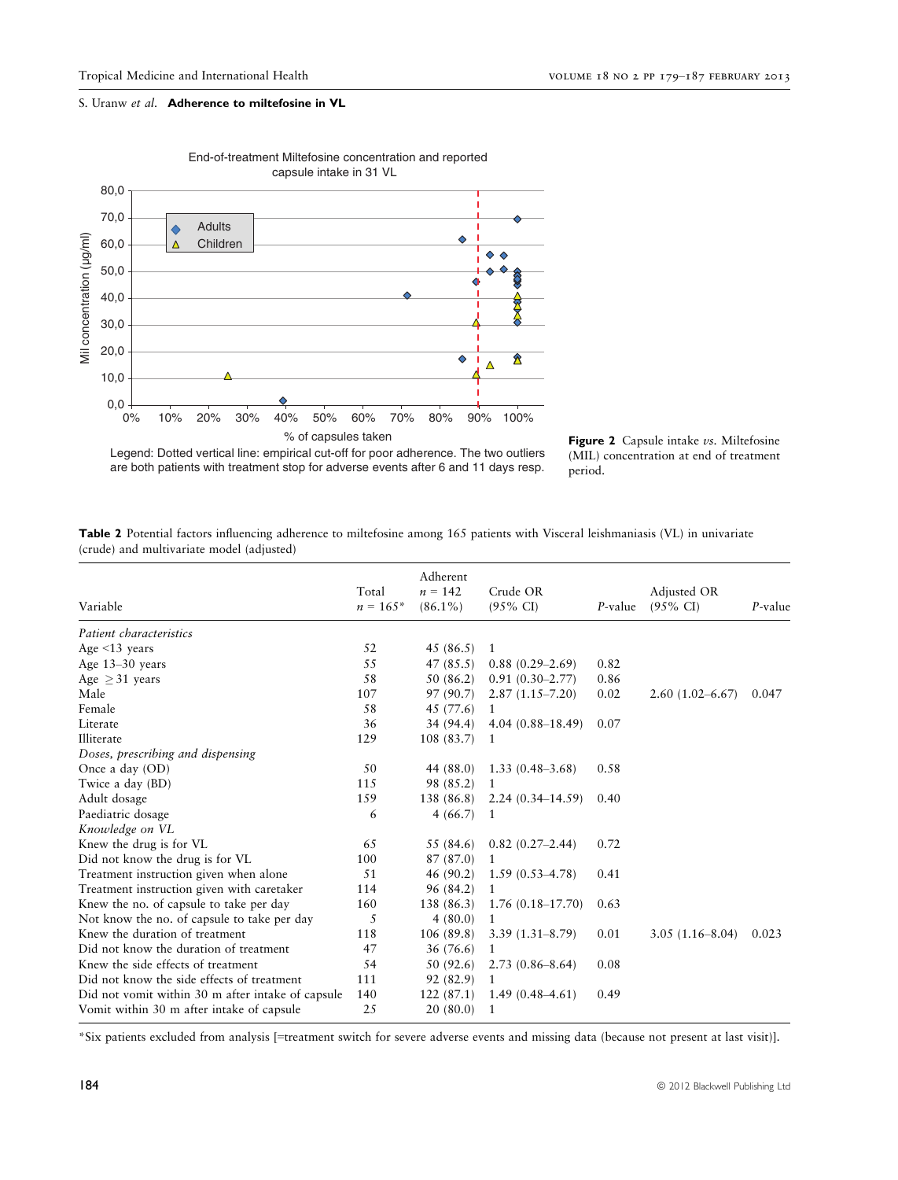End-of-treatment Miltefosine concentration and reported capsule intake in 31 VL

Legend: Dotted vertical line: empirical cut-off for poor adherence. The two outliers are both patients with treatment stop for adverse events after 6 and 11 days resp.

**Figure 2** Capsule intake *vs.* Miltefosine (MIL) concentration at end of treatment period.

**Table 2** Potential factors influencing adherence to miltefosine among 165 patients with Visceral leishmaniasis (VL) in univariate (crude) and multivariate model (adjusted)

| Variable | Total $n$ = 165* | Adherent $n$ = 142 (86.1%) | Crude OR (95% CI) | $P$-value | Adjusted OR (95% CI) | $P$-value |
|---|---|---|---|---|---|---|
| *Patient characteristics* | | | | | | |
| Age <13 years | 52 | 45 (86.5) | 1 | | | |
| Age 13–30 years | 55 | 47 (85.5) | 0.88 (0.29–2.69) | 0.82 | | |
| Age ≥31 years | 58 | 50 (86.2) | 0.91 (0.30–2.77) | 0.86 | | |
| Male | 107 | 97 (90.7) | 2.87 (1.15–7.20) | 0.02 | 2.60 (1.02–6.67) | 0.047 |
| Female | 58 | 45 (77.6) | 1 | | | |
| Literate | 36 | 34 (94.4) | 4.04 (0.88–18.49) | 0.07 | | |
| Illiterate | 129 | 108 (83.7) | 1 | | | |
| *Doses, prescribing and dispensing* | | | | | | |
| Once a day (OD) | 50 | 44 (88.0) | 1.33 (0.48–3.68) | 0.58 | | |
| Twice a day (BD) | 115 | 98 (85.2) | 1 | | | |
| Adult dosage | 159 | 138 (86.8) | 2.24 (0.34–14.59) | 0.40 | | |
| Paediatric dosage | 6 | 4 (66.7) | 1 | | | |
| *Knowledge on VL* | | | | | | |
| Knew the drug is for VL | 65 | 55 (84.6) | 0.82 (0.27–2.44) | 0.72 | | |
| Did not know the drug is for VL | 100 | 87 (87.0) | 1 | | | |
| Treatment instruction given when alone | 51 | 46 (90.2) | 1.59 (0.53–4.78) | 0.41 | | |
| Treatment instruction given with caretaker | 114 | 96 (84.2) | 1 | | | |
| Knew the no. of capsule to take per day | 160 | 138 (86.3) | 1.76 (0.18–17.70) | 0.63 | | |
| Not know the no. of capsule to take per day | 5 | 4 (80.0) | 1 | | | |
| Knew the duration of treatment | 118 | 106 (89.8) | 3.39 (1.31–8.79) | 0.01 | 3.05 (1.16–8.04) | 0.023 |
| Did not know the duration of treatment | 47 | 36 (76.6) | 1 | | | |
| Knew the side effects of treatment | 54 | 50 (92.6) | 2.73 (0.86–8.64) | 0.08 | | |
| Did not know the side effects of treatment | 111 | 92 (82.9) | 1 | | | |
| Did not vomit within 30 m after intake of capsule | 140 | 122 (87.1) | 1.49 (0.48–4.61) | 0.49 | | |
| Vomit within 30 m after intake of capsule | 25 | 20 (80.0) | 1 | | | |

*Six patients excluded from analysis [=treatment switch for severe adverse events and missing data (because not present at last visit)].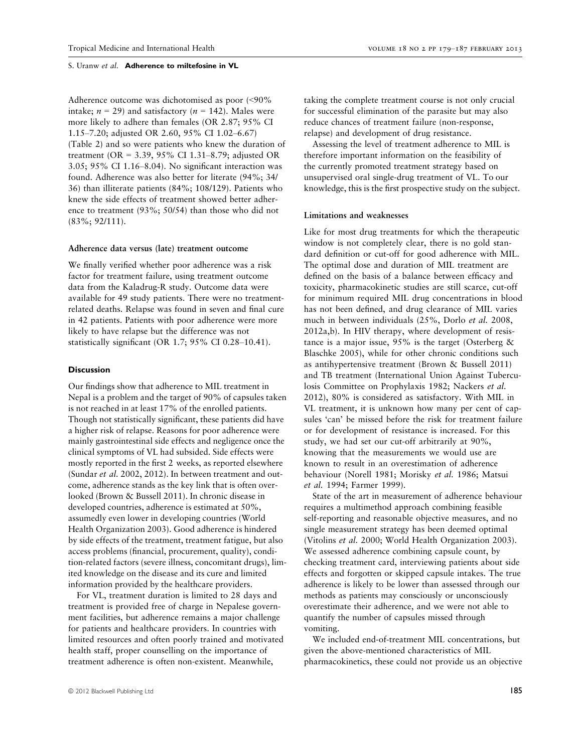Adherence outcome was dichotomised as poor (<90% intake; $n = 29$) and satisfactory ($n = 142$). Males were more likely to adhere than females (OR 2.87; 95% CI 1.15–7.20; adjusted OR 2.60, 95% CI 1.02–6.67) (Table 2) and so were patients who knew the duration of treatment (OR = 3.39, 95% CI 1.31–8.79; adjusted OR 3.05; 95% CI 1.16–8.04). No significant interaction was found. Adherence was also better for literate (94%; 34/36) than illiterate patients (84%; 108/129). Patients who knew the side effects of treatment showed better adherence to treatment (93%; 50/54) than those who did not (83%; 92/111).

### Adherence data versus (late) treatment outcome

We finally verified whether poor adherence was a risk factor for treatment failure, using treatment outcome data from the Kaladrug-R study. Outcome data were available for 49 study patients. There were no treatment-related deaths. Relapse was found in seven and final cure in 42 patients. Patients with poor adherence were more likely to have relapse but the difference was not statistically significant (OR 1.7; 95% CI 0.28–10.41).

## Discussion

Our findings show that adherence to MIL treatment in Nepal is a problem and the target of 90% of capsules taken is not reached in at least 17% of the enrolled patients. Though not statistically significant, these patients did have a higher risk of relapse. Reasons for poor adherence were mainly gastrointestinal side effects and negligence once the clinical symptoms of VL had subsided. Side effects were mostly reported in the first 2 weeks, as reported elsewhere (Sundar *et al.* 2002, 2012). In between treatment and outcome, adherence stands as the key link that is often overlooked (Brown & Bussell 2011). In chronic disease in developed countries, adherence is estimated at 50%, assumedly even lower in developing countries (World Health Organization 2003). Good adherence is hindered by side effects of the treatment, treatment fatigue, but also access problems (financial, procurement, quality), condition-related factors (severe illness, concomitant drugs), limited knowledge on the disease and its cure and limited information provided by the healthcare providers.

For VL, treatment duration is limited to 28 days and treatment is provided free of charge in Nepalese government facilities, but adherence remains a major challenge for patients and healthcare providers. In countries with limited resources and often poorly trained and motivated health staff, proper counselling on the importance of treatment adherence is often non-existent. Meanwhile, taking the complete treatment course is not only crucial for successful elimination of the parasite but may also reduce chances of treatment failure (non-response, relapse) and development of drug resistance.

Assessing the level of treatment adherence to MIL is therefore important information on the feasibility of the currently promoted treatment strategy based on unsupervised oral single-drug treatment of VL. To our knowledge, this is the first prospective study on the subject.

### Limitations and weaknesses

Like for most drug treatments for which the therapeutic window is not completely clear, there is no gold standard definition or cut-off for good adherence with MIL. The optimal dose and duration of MIL treatment are defined on the basis of a balance between efficacy and toxicity, pharmacokinetic studies are still scarce, cut-off for minimum required MIL drug concentrations in blood has not been defined, and drug clearance of MIL varies much in between individuals (25%, Dorlo *et al.* 2008, 2012a,b). In HIV therapy, where development of resistance is a major issue, 95% is the target (Osterberg & Blaschke 2005), while for other chronic conditions such as antihypertensive treatment (Brown & Bussell 2011) and TB treatment (International Union Against Tuberculosis Committee on Prophylaxis 1982; Nackers *et al.* 2012), 80% is considered as satisfactory. With MIL in VL treatment, it is unknown how many per cent of capsules 'can' be missed before the risk for treatment failure or for development of resistance is increased. For this study, we had set our cut-off arbitrarily at 90%, knowing that the measurements we would use are known to result in an overestimation of adherence behaviour (Norell 1981; Morisky *et al.* 1986; Matsui *et al.* 1994; Farmer 1999).

State of the art in measurement of adherence behaviour requires a multimethod approach combining feasible self-reporting and reasonable objective measures, and no single measurement strategy has been deemed optimal (Vitolins *et al.* 2000; World Health Organization 2003). We assessed adherence combining capsule count, by checking treatment card, interviewing patients about side effects and forgotten or skipped capsule intakes. The true adherence is likely to be lower than assessed through our methods as patients may consciously or unconsciously overestimate their adherence, and we were not able to quantify the number of capsules missed through vomiting.

We included end-of-treatment MIL concentrations, but given the above-mentioned characteristics of MIL pharmacokinetics, these could not provide us an objective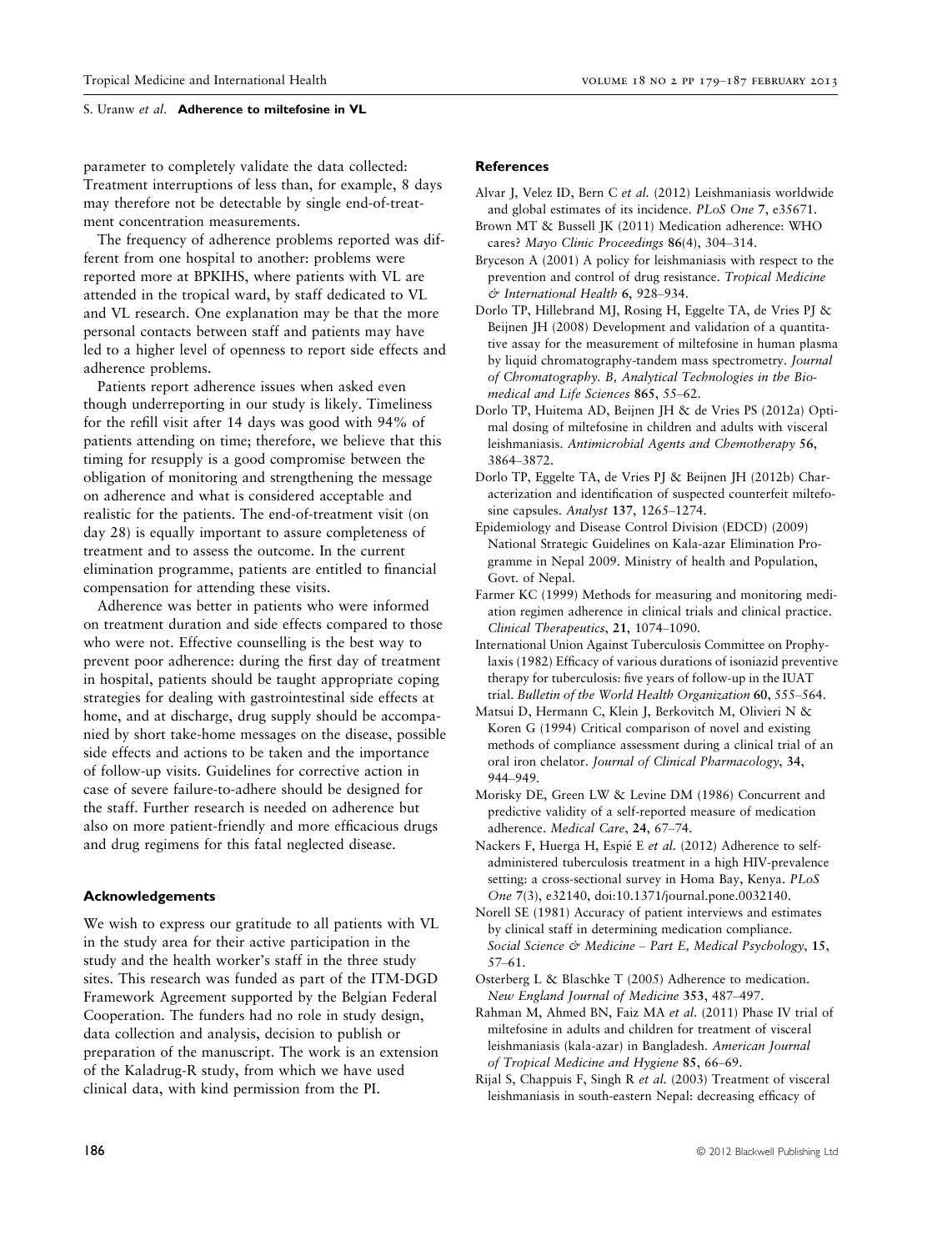parameter to completely validate the data collected: Treatment interruptions of less than, for example, 8 days may therefore not be detectable by single end-of-treatment concentration measurements.

The frequency of adherence problems reported was different from one hospital to another: problems were reported more at BPKIHS, where patients with VL are attended in the tropical ward, by staff dedicated to VL and VL research. One explanation may be that the more personal contacts between staff and patients may have led to a higher level of openness to report side effects and adherence problems.

Patients report adherence issues when asked even though underreporting in our study is likely. Timeliness for the refill visit after 14 days was good with 94% of patients attending on time; therefore, we believe that this timing for resupply is a good compromise between the obligation of monitoring and strengthening the message on adherence and what is considered acceptable and realistic for the patients. The end-of-treatment visit (on day 28) is equally important to assure completeness of treatment and to assess the outcome. In the current elimination programme, patients are entitled to financial compensation for attending these visits.

Adherence was better in patients who were informed on treatment duration and side effects compared to those who were not. Effective counselling is the best way to prevent poor adherence: during the first day of treatment in hospital, patients should be taught appropriate coping strategies for dealing with gastrointestinal side effects at home, and at discharge, drug supply should be accompanied by short take-home messages on the disease, possible side effects and actions to be taken and the importance of follow-up visits. Guidelines for corrective action in case of severe failure-to-adhere should be designed for the staff. Further research is needed on adherence but also on more patient-friendly and more efficacious drugs and drug regimens for this fatal neglected disease.

## Acknowledgements

We wish to express our gratitude to all patients with VL in the study area for their active participation in the study and the health worker's staff in the three study sites. This research was funded as part of the ITM-DGD Framework Agreement supported by the Belgian Federal Cooperation. The funders had no role in study design, data collection and analysis, decision to publish or preparation of the manuscript. The work is an extension of the Kaladrug-R study, from which we have used clinical data, with kind permission from the PI.

## References

Alvar J, Velez ID, Bern C *et al.* (2012) Leishmaniasis worldwide and global estimates of its incidence. *PLoS One* **7**, e35671.

Brown MT & Bussell JK (2011) Medication adherence: WHO cares? *Mayo Clinic Proceedings* **86**(4), 304–314.

Bryceson A (2001) A policy for leishmaniasis with respect to the prevention and control of drug resistance. *Tropical Medicine & International Health* **6**, 928–934.

Dorlo TP, Hillebrand MJ, Rosing H, Eggelte TA, de Vries PJ & Beijnen JH (2008) Development and validation of a quantitative assay for the measurement of miltefosine in human plasma by liquid chromatography-tandem mass spectrometry. *Journal of Chromatography. B, Analytical Technologies in the Biomedical and Life Sciences* **865**, 55–62.

Dorlo TP, Huitema AD, Beijnen JH & de Vries PS (2012a) Optimal dosing of miltefosine in children and adults with visceral leishmaniasis. *Antimicrobial Agents and Chemotherapy* **56**, 3864–3872.

Dorlo TP, Eggelte TA, de Vries PJ & Beijnen JH (2012b) Characterization and identification of suspected counterfeit miltefosine capsules. *Analyst* **137**, 1265–1274.

Epidemiology and Disease Control Division (EDCD) (2009) National Strategic Guidelines on Kala-azar Elimination Programme in Nepal 2009. Ministry of health and Population, Govt. of Nepal.

Farmer KC (1999) Methods for measuring and monitoring medication regimen adherence in clinical trials and clinical practice. *Clinical Therapeutics*, **21**, 1074–1090.

International Union Against Tuberculosis Committee on Prophylaxis (1982) Efficacy of various durations of isoniazid preventive therapy for tuberculosis: five years of follow-up in the IUAT trial. *Bulletin of the World Health Organization* **60**, 555–564.

Matsui D, Hermann C, Klein J, Berkovitch M, Olivieri N & Koren G (1994) Critical comparison of novel and existing methods of compliance assessment during a clinical trial of an oral iron chelator. *Journal of Clinical Pharmacology*, **34**, 944–949.

Morisky DE, Green LW & Levine DM (1986) Concurrent and predictive validity of a self-reported measure of medication adherence. *Medical Care*, **24**, 67–74.

Nackers F, Huerga H, Espié E *et al.* (2012) Adherence to self-administered tuberculosis treatment in a high HIV-prevalence setting: a cross-sectional survey in Homa Bay, Kenya. *PLoS One* **7**(3), e32140, doi:10.1371/journal.pone.0032140.

Norell SE (1981) Accuracy of patient interviews and estimates by clinical staff in determining medication compliance. *Social Science & Medicine – Part E, Medical Psychology*, **15**, 57–61.

Osterberg L & Blaschke T (2005) Adherence to medication. *New England Journal of Medicine* **353**, 487–497.

Rahman M, Ahmed BN, Faiz MA *et al.* (2011) Phase IV trial of miltefosine in adults and children for treatment of visceral leishmaniasis (kala-azar) in Bangladesh. *American Journal of Tropical Medicine and Hygiene* **85**, 66–69.

Rijal S, Chappuis F, Singh R *et al.* (2003) Treatment of visceral leishmaniasis in south-eastern Nepal: decreasing efficacy of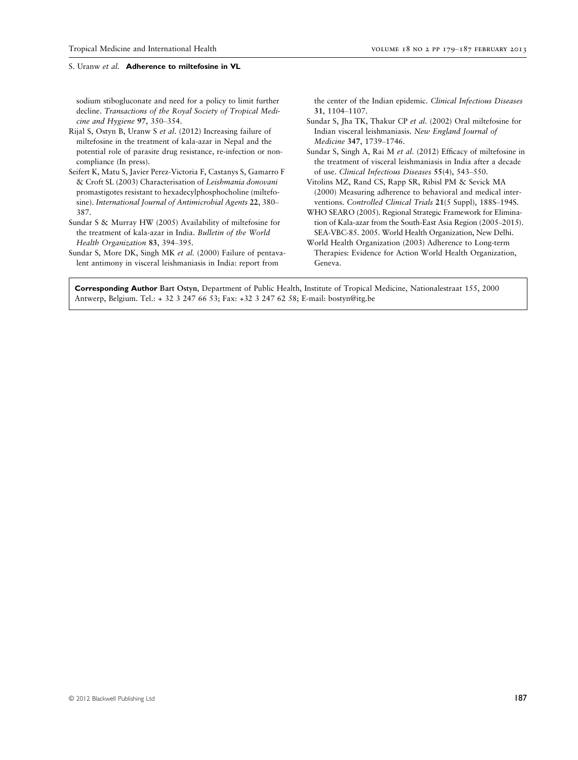sodium stibogluconate and need for a policy to limit further decline. *Transactions of the Royal Society of Tropical Medicine and Hygiene* **97**, 350–354.

Rijal S, Ostyn B, Uranw S *et al.* (2012) Increasing failure of miltefosine in the treatment of kala-azar in Nepal and the potential role of parasite drug resistance, re-infection or non-compliance (In press).

Seifert K, Matu S, Javier Perez-Victoria F, Castanys S, Gamarro F & Croft SL (2003) Characterisation of *Leishmania donovani* promastigotes resistant to hexadecylphosphocholine (miltefosine). *International Journal of Antimicrobial Agents* **22**, 380–387.

Sundar S & Murray HW (2005) Availability of miltefosine for the treatment of kala-azar in India. *Bulletin of the World Health Organization* **83**, 394–395.

Sundar S, More DK, Singh MK *et al.* (2000) Failure of pentavalent antimony in visceral leishmaniasis in India: report from the center of the Indian epidemic. *Clinical Infectious Diseases* **31**, 1104–1107.

Sundar S, Jha TK, Thakur CP *et al.* (2002) Oral miltefosine for Indian visceral leishmaniasis. *New England Journal of Medicine* **347**, 1739–1746.

Sundar S, Singh A, Rai M *et al.* (2012) Efficacy of miltefosine in the treatment of visceral leishmaniasis in India after a decade of use. *Clinical Infectious Diseases* **55**(4), 543–550.

Vitolins MZ, Rand CS, Rapp SR, Ribisl PM & Sevick MA (2000) Measuring adherence to behavioral and medical interventions. *Controlled Clinical Trials* **21**(5 Suppl), 188S–194S.

WHO SEARO (2005). Regional Strategic Framework for Elimination of Kala-azar from the South-East Asia Region (2005–2015). SEA-VBC-85. 2005. World Health Organization, New Delhi.

World Health Organization (2003) Adherence to Long-term Therapies: Evidence for Action World Health Organization, Geneva.

**Corresponding Author** Bart Ostyn, Department of Public Health, Institute of Tropical Medicine, Nationalestraat 155, 2000 Antwerp, Belgium. Tel.: + 32 3 247 66 53; Fax: +32 3 247 62 58; E-mail: bostyn@itg.be